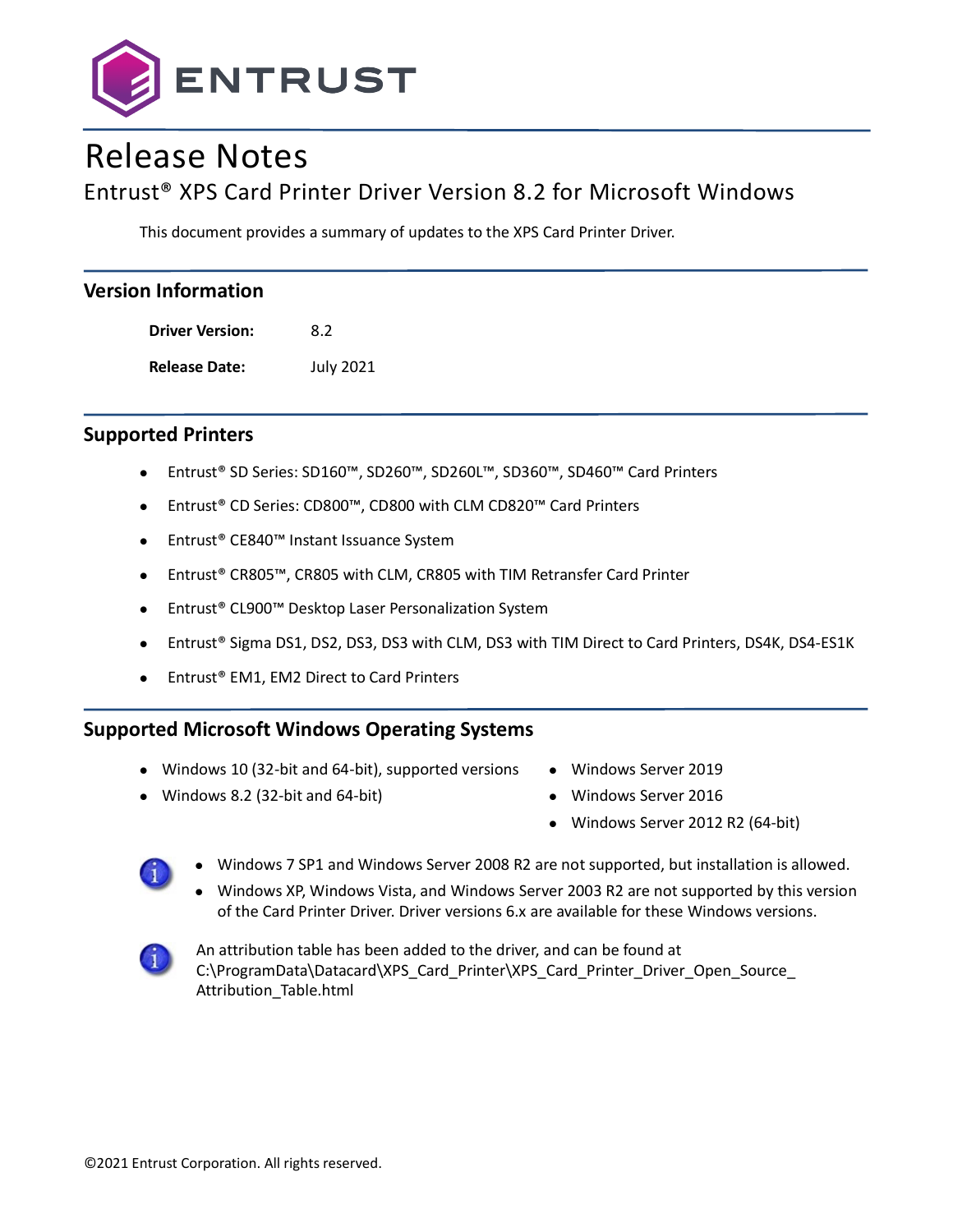# Release Notes

## Entrust® XPS Card Printer Driver Version 8.2 for Microsoft Windows

This document provides a summary of updates to the XPS Card Printer Driver.

## Version Information

**Driver Version:** 8.2

**Release Date:** July 2021

## Supported Printers

- Entrust® SD Series: SD160™, SD260™, SD260L™, SD360™, SD460™ Card Printers
- Entrust® CD Series: CD800™, CD800 with CLM CD820™ Card Printers
- Entrust® CE840™ Instant Issuance System
- Entrust® CR805™, CR805 with CLM, CR805 with TIM Retransfer Card Printer
- Entrust® CL900™ Desktop Laser Personalization System
- Entrust® Sigma DS1, DS2, DS3, DS3 with CLM, DS3 with TIM Direct to Card Printers, DS4K, DS4-ES1K
- Entrust® EM1, EM2 Direct to Card Printers

## Supported Microsoft Windows Operating Systems

- Windows 10 (32-bit and 64-bit), supported versions
- Windows 8.2 (32-bit and 64-bit)
- Windows Server 2019
- Windows Server 2016
- Windows Server 2012 R2 (64-bit)

- Windows 7 SP1 and Windows Server 2008 R2 are not supported, but installation is allowed.
- Windows XP, Windows Vista, and Windows Server 2003 R2 are not supported by this version of the Card Printer Driver. Driver versions 6.x are available for these Windows versions.

An attribution table has been added to the driver, and can be found at C:\ProgramData\Datacard\XPS_Card_Printer\XPS_Card_Printer_Driver_Open_Source_Attribution_Table.html

©2021 Entrust Corporation. All rights reserved.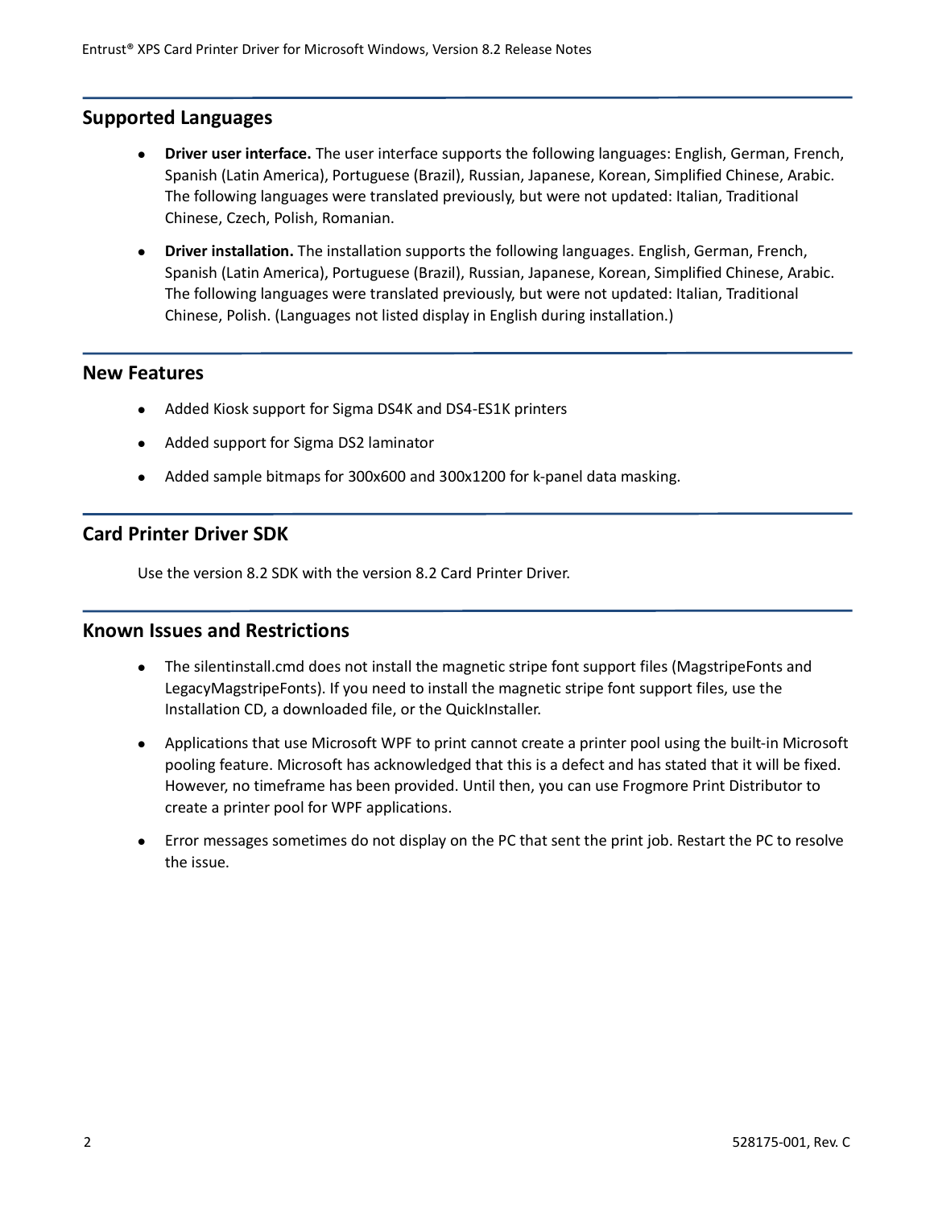## Supported Languages

- **Driver user interface.** The user interface supports the following languages: English, German, French, Spanish (Latin America), Portuguese (Brazil), Russian, Japanese, Korean, Simplified Chinese, Arabic. The following languages were translated previously, but were not updated: Italian, Traditional Chinese, Czech, Polish, Romanian.
- **Driver installation.** The installation supports the following languages. English, German, French, Spanish (Latin America), Portuguese (Brazil), Russian, Japanese, Korean, Simplified Chinese, Arabic. The following languages were translated previously, but were not updated: Italian, Traditional Chinese, Polish. (Languages not listed display in English during installation.)

## New Features

- Added Kiosk support for Sigma DS4K and DS4-ES1K printers
- Added support for Sigma DS2 laminator
- Added sample bitmaps for 300x600 and 300x1200 for k-panel data masking.

## Card Printer Driver SDK

Use the version 8.2 SDK with the version 8.2 Card Printer Driver.

## Known Issues and Restrictions

- The silentinstall.cmd does not install the magnetic stripe font support files (MagstripeFonts and LegacyMagstripeFonts). If you need to install the magnetic stripe font support files, use the Installation CD, a downloaded file, or the QuickInstaller.
- Applications that use Microsoft WPF to print cannot create a printer pool using the built-in Microsoft pooling feature. Microsoft has acknowledged that this is a defect and has stated that it will be fixed. However, no timeframe has been provided. Until then, you can use Frogmore Print Distributor to create a printer pool for WPF applications.
- Error messages sometimes do not display on the PC that sent the print job. Restart the PC to resolve the issue.